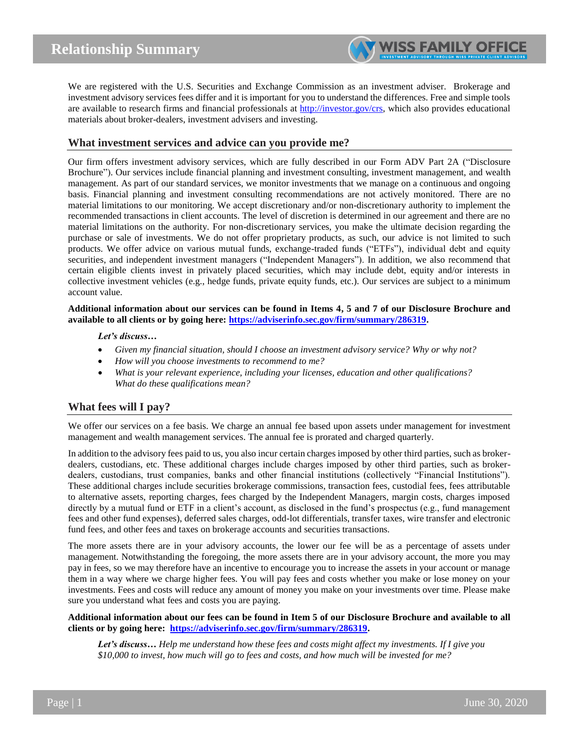# Relationship Summary

We are registered with the U.S. Securities and Exchange Commission as an investment adviser. Brokerage and investment advisory services fees differ and it is important for you to understand the differences. Free and simple tools are available to research firms and financial professionals at [http://investor.gov/crs](http://investor.gov/crs), which also provides educational materials about broker-dealers, investment advisers and investing.

## What investment services and advice can you provide me?

Our firm offers investment advisory services, which are fully described in our Form ADV Part 2A ("Disclosure Brochure"). Our services include financial planning and investment consulting, investment management, and wealth management. As part of our standard services, we monitor investments that we manage on a continuous and ongoing basis. Financial planning and investment consulting recommendations are not actively monitored. There are no material limitations to our monitoring. We accept discretionary and/or non-discretionary authority to implement the recommended transactions in client accounts. The level of discretion is determined in our agreement and there are no material limitations on the authority. For non-discretionary services, you make the ultimate decision regarding the purchase or sale of investments. We do not offer proprietary products, as such, our advice is not limited to such products. We offer advice on various mutual funds, exchange-traded funds ("ETFs"), individual debt and equity securities, and independent investment managers ("Independent Managers"). In addition, we also recommend that certain eligible clients invest in privately placed securities, which may include debt, equity and/or interests in collective investment vehicles (e.g., hedge funds, private equity funds, etc.). Our services are subject to a minimum account value.

**Additional information about our services can be found in Items 4, 5 and 7 of our Disclosure Brochure and available to all clients or by going here: [https://adviserinfo.sec.gov/firm/summary/286319](https://adviserinfo.sec.gov/firm/summary/286319).**

***Let's discuss…***

- *Given my financial situation, should I choose an investment advisory service? Why or why not?*
- *How will you choose investments to recommend to me?*
- *What is your relevant experience, including your licenses, education and other qualifications? What do these qualifications mean?*

## What fees will I pay?

We offer our services on a fee basis. We charge an annual fee based upon assets under management for investment management and wealth management services. The annual fee is prorated and charged quarterly.

In addition to the advisory fees paid to us, you also incur certain charges imposed by other third parties, such as broker-dealers, custodians, etc. These additional charges include charges imposed by other third parties, such as broker-dealers, custodians, trust companies, banks and other financial institutions (collectively "Financial Institutions"). These additional charges include securities brokerage commissions, transaction fees, custodial fees, fees attributable to alternative assets, reporting charges, fees charged by the Independent Managers, margin costs, charges imposed directly by a mutual fund or ETF in a client's account, as disclosed in the fund's prospectus (e.g., fund management fees and other fund expenses), deferred sales charges, odd-lot differentials, transfer taxes, wire transfer and electronic fund fees, and other fees and taxes on brokerage accounts and securities transactions.

The more assets there are in your advisory accounts, the lower our fee will be as a percentage of assets under management. Notwithstanding the foregoing, the more assets there are in your advisory account, the more you may pay in fees, so we may therefore have an incentive to encourage you to increase the assets in your account or manage them in a way where we charge higher fees. You will pay fees and costs whether you make or lose money on your investments. Fees and costs will reduce any amount of money you make on your investments over time. Please make sure you understand what fees and costs you are paying.

**Additional information about our fees can be found in Item 5 of our Disclosure Brochure and available to all clients or by going here: [https://adviserinfo.sec.gov/firm/summary/286319](https://adviserinfo.sec.gov/firm/summary/286319).**

***Let's discuss…*** *Help me understand how these fees and costs might affect my investments. If I give you $10,000 to invest, how much will go to fees and costs, and how much will be invested for me?*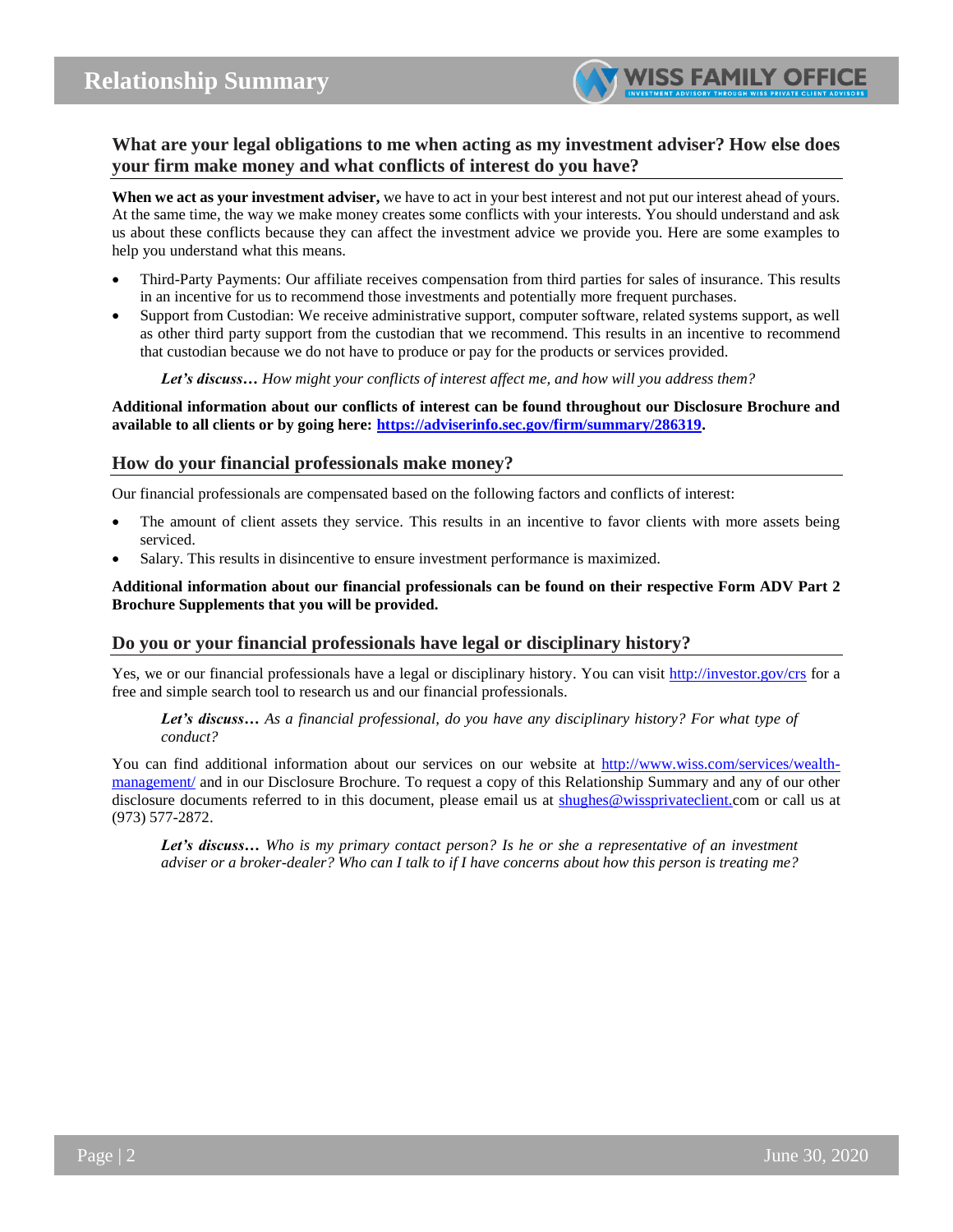## What are your legal obligations to me when acting as my investment adviser? How else does your firm make money and what conflicts of interest do you have?

**When we act as your investment adviser,** we have to act in your best interest and not put our interest ahead of yours. At the same time, the way we make money creates some conflicts with your interests. You should understand and ask us about these conflicts because they can affect the investment advice we provide you. Here are some examples to help you understand what this means.

- Third-Party Payments: Our affiliate receives compensation from third parties for sales of insurance. This results in an incentive for us to recommend those investments and potentially more frequent purchases.
- Support from Custodian: We receive administrative support, computer software, related systems support, as well as other third party support from the custodian that we recommend. This results in an incentive to recommend that custodian because we do not have to produce or pay for the products or services provided.

> ***Let's discuss…*** *How might your conflicts of interest affect me, and how will you address them?*

**Additional information about our conflicts of interest can be found throughout our Disclosure Brochure and available to all clients or by going here: [https://adviserinfo.sec.gov/firm/summary/286319](https://adviserinfo.sec.gov/firm/summary/286319).**

## How do your financial professionals make money?

Our financial professionals are compensated based on the following factors and conflicts of interest:

- The amount of client assets they service. This results in an incentive to favor clients with more assets being serviced.
- Salary. This results in disincentive to ensure investment performance is maximized.

**Additional information about our financial professionals can be found on their respective Form ADV Part 2 Brochure Supplements that you will be provided.**

## Do you or your financial professionals have legal or disciplinary history?

Yes, we or our financial professionals have a legal or disciplinary history. You can visit [http://investor.gov/crs](http://investor.gov/crs) for a free and simple search tool to research us and our financial professionals.

> ***Let's discuss…*** *As a financial professional, do you have any disciplinary history? For what type of conduct?*

You can find additional information about our services on our website at [http://www.wiss.com/services/wealth-management/](http://www.wiss.com/services/wealth-management/) and in our Disclosure Brochure. To request a copy of this Relationship Summary and any of our other disclosure documents referred to in this document, please email us at shughes@wissprivateclient.com or call us at (973) 577-2872.

> ***Let's discuss…*** *Who is my primary contact person? Is he or she a representative of an investment adviser or a broker-dealer? Who can I talk to if I have concerns about how this person is treating me?*